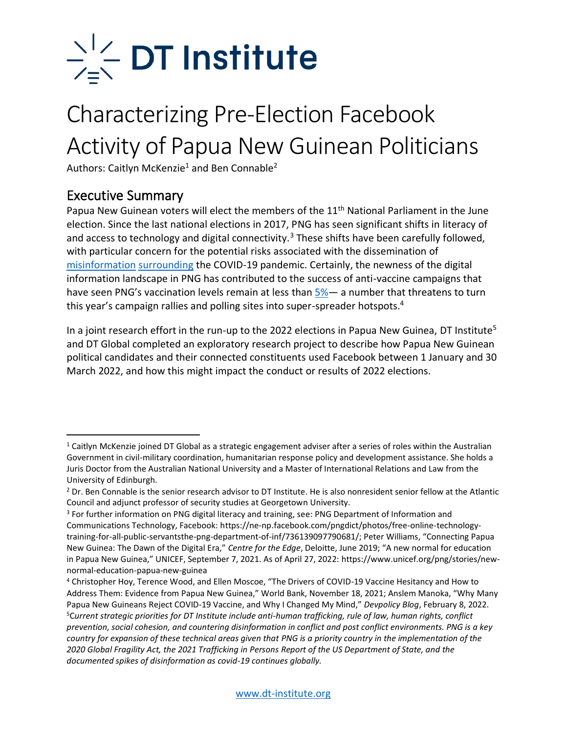# DT Institute

# Characterizing Pre-Election Facebook Activity of Papua New Guinean Politicians

Authors: Caitlyn McKenzie[1] and Ben Connable[2]

## Executive Summary

Papua New Guinean voters will elect the members of the 11th National Parliament in the June election. Since the last national elections in 2017, PNG has seen significant shifts in literacy of and access to technology and digital connectivity.[3] These shifts have been carefully followed, with particular concern for the potential risks associated with the dissemination of misinformation surrounding the COVID-19 pandemic. Certainly, the newness of the digital information landscape in PNG has contributed to the success of anti-vaccine campaigns that have seen PNG's vaccination levels remain at less than 5%— a number that threatens to turn this year's campaign rallies and polling sites into super-spreader hotspots.[4]

In a joint research effort in the run-up to the 2022 elections in Papua New Guinea, DT Institute[5] and DT Global completed an exploratory research project to describe how Papua New Guinean political candidates and their connected constituents used Facebook between 1 January and 30 March 2022, and how this might impact the conduct or results of 2022 elections.

---

[1] Caitlyn McKenzie joined DT Global as a strategic engagement adviser after a series of roles within the Australian Government in civil-military coordination, humanitarian response policy and development assistance. She holds a Juris Doctor from the Australian National University and a Master of International Relations and Law from the University of Edinburgh.

[2] Dr. Ben Connable is the senior research advisor to DT Institute. He is also nonresident senior fellow at the Atlantic Council and adjunct professor of security studies at Georgetown University.

[3] For further information on PNG digital literacy and training, see: PNG Department of Information and Communications Technology, Facebook: https://ne-np.facebook.com/pngdict/photos/free-online-technology-training-for-all-public-servantsthe-png-department-of-inf/736139097790681/; Peter Williams, "Connecting Papua New Guinea: The Dawn of the Digital Era," *Centre for the Edge*, Deloitte, June 2019; "A new normal for education in Papua New Guinea," UNICEF, September 7, 2021. As of April 27, 2022: https://www.unicef.org/png/stories/new-normal-education-papua-new-guinea

[4] Christopher Hoy, Terence Wood, and Ellen Moscoe, "The Drivers of COVID-19 Vaccine Hesitancy and How to Address Them: Evidence from Papua New Guinea," World Bank, November 18, 2021; Anslem Manoka, "Why Many Papua New Guineans Reject COVID-19 Vaccine, and Why I Changed My Mind," *Devpolicy Blog*, February 8, 2022.

[5] *Current strategic priorities for DT Institute include anti-human trafficking, rule of law, human rights, conflict prevention, social cohesion, and countering disinformation in conflict and post conflict environments. PNG is a key country for expansion of these technical areas given that PNG is a priority country in the implementation of the 2020 Global Fragility Act, the 2021 Trafficking in Persons Report of the US Department of State, and the documented spikes of disinformation as covid-19 continues globally.*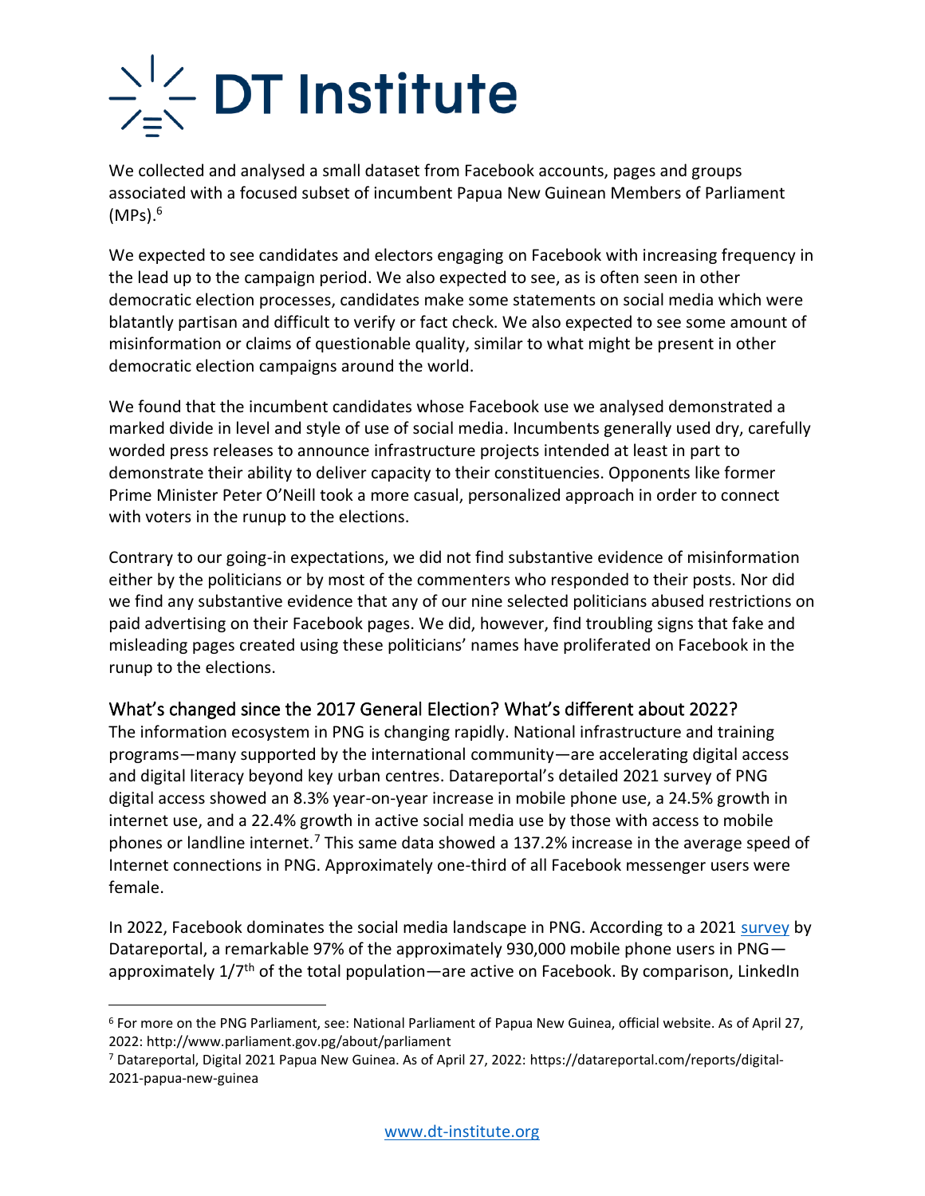We collected and analysed a small dataset from Facebook accounts, pages and groups associated with a focused subset of incumbent Papua New Guinean Members of Parliament (MPs).[6]

We expected to see candidates and electors engaging on Facebook with increasing frequency in the lead up to the campaign period. We also expected to see, as is often seen in other democratic election processes, candidates make some statements on social media which were blatantly partisan and difficult to verify or fact check. We also expected to see some amount of misinformation or claims of questionable quality, similar to what might be present in other democratic election campaigns around the world.

We found that the incumbent candidates whose Facebook use we analysed demonstrated a marked divide in level and style of use of social media. Incumbents generally used dry, carefully worded press releases to announce infrastructure projects intended at least in part to demonstrate their ability to deliver capacity to their constituencies. Opponents like former Prime Minister Peter O'Neill took a more casual, personalized approach in order to connect with voters in the runup to the elections.

Contrary to our going-in expectations, we did not find substantive evidence of misinformation either by the politicians or by most of the commenters who responded to their posts. Nor did we find any substantive evidence that any of our nine selected politicians abused restrictions on paid advertising on their Facebook pages. We did, however, find troubling signs that fake and misleading pages created using these politicians' names have proliferated on Facebook in the runup to the elections.

## What's changed since the 2017 General Election? What's different about 2022?

The information ecosystem in PNG is changing rapidly. National infrastructure and training programs—many supported by the international community—are accelerating digital access and digital literacy beyond key urban centres. Datareportal's detailed 2021 survey of PNG digital access showed an 8.3% year-on-year increase in mobile phone use, a 24.5% growth in internet use, and a 22.4% growth in active social media use by those with access to mobile phones or landline internet.[7] This same data showed a 137.2% increase in the average speed of Internet connections in PNG. Approximately one-third of all Facebook messenger users were female.

In 2022, Facebook dominates the social media landscape in PNG. According to a 2021 survey by Datareportal, a remarkable 97% of the approximately 930,000 mobile phone users in PNG—approximately 1/7th of the total population—are active on Facebook. By comparison, LinkedIn

---

[6] For more on the PNG Parliament, see: National Parliament of Papua New Guinea, official website. As of April 27, 2022: http://www.parliament.gov.pg/about/parliament

[7] Datareportal, Digital 2021 Papua New Guinea. As of April 27, 2022: https://datareportal.com/reports/digital-2021-papua-new-guinea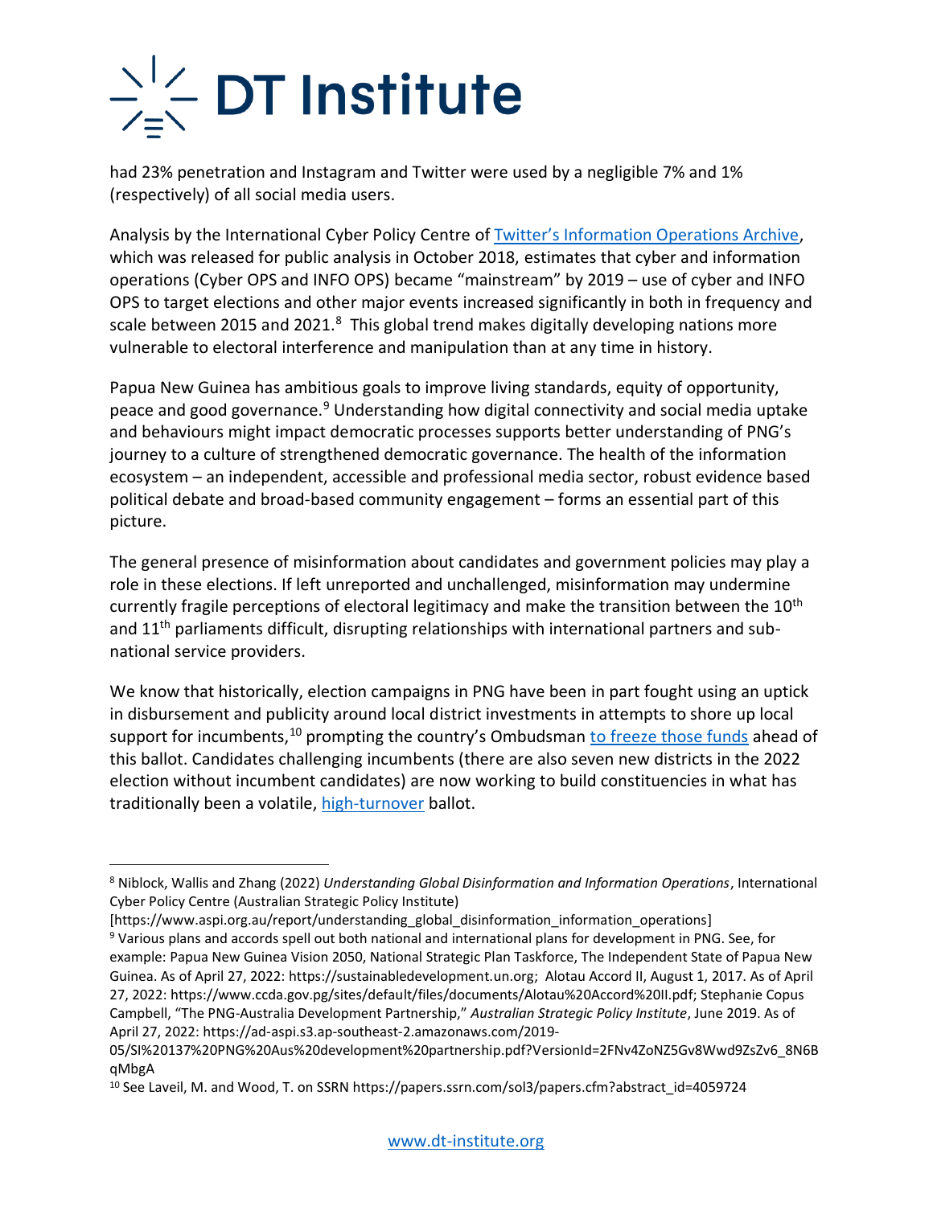had 23% penetration and Instagram and Twitter were used by a negligible 7% and 1% (respectively) of all social media users.

Analysis by the International Cyber Policy Centre of [Twitter's Information Operations Archive](), which was released for public analysis in October 2018, estimates that cyber and information operations (Cyber OPS and INFO OPS) became "mainstream" by 2019 – use of cyber and INFO OPS to target elections and other major events increased significantly in both in frequency and scale between 2015 and 2021.[8] This global trend makes digitally developing nations more vulnerable to electoral interference and manipulation than at any time in history.

Papua New Guinea has ambitious goals to improve living standards, equity of opportunity, peace and good governance.[9] Understanding how digital connectivity and social media uptake and behaviours might impact democratic processes supports better understanding of PNG's journey to a culture of strengthened democratic governance. The health of the information ecosystem – an independent, accessible and professional media sector, robust evidence based political debate and broad-based community engagement – forms an essential part of this picture.

The general presence of misinformation about candidates and government policies may play a role in these elections. If left unreported and unchallenged, misinformation may undermine currently fragile perceptions of electoral legitimacy and make the transition between the 10th and 11th parliaments difficult, disrupting relationships with international partners and sub-national service providers.

We know that historically, election campaigns in PNG have been in part fought using an uptick in disbursement and publicity around local district investments in attempts to shore up local support for incumbents,[10] prompting the country's Ombudsman [to freeze those funds]() ahead of this ballot. Candidates challenging incumbents (there are also seven new districts in the 2022 election without incumbent candidates) are now working to build constituencies in what has traditionally been a volatile, [high-turnover]() ballot.

---

[8] Niblock, Wallis and Zhang (2022) *Understanding Global Disinformation and Information Operations*, International Cyber Policy Centre (Australian Strategic Policy Institute) [https://www.aspi.org.au/report/understanding_global_disinformation_information_operations]

[9] Various plans and accords spell out both national and international plans for development in PNG. See, for example: Papua New Guinea Vision 2050, National Strategic Plan Taskforce, The Independent State of Papua New Guinea. As of April 27, 2022: https://sustainabledevelopment.un.org; Alotau Accord II, August 1, 2017. As of April 27, 2022: https://www.ccda.gov.pg/sites/default/files/documents/Alotau%20Accord%20II.pdf; Stephanie Copus Campbell, "The PNG-Australia Development Partnership," *Australian Strategic Policy Institute*, June 2019. As of April 27, 2022: https://ad-aspi.s3.ap-southeast-2.amazonaws.com/2019-05/SI%20137%20PNG%20Aus%20development%20partnership.pdf?VersionId=2FNv4ZoNZ5Gv8Wwd9ZsZv6_8N6BqMbgA

[10] See Laveil, M. and Wood, T. on SSRN https://papers.ssrn.com/sol3/papers.cfm?abstract_id=4059724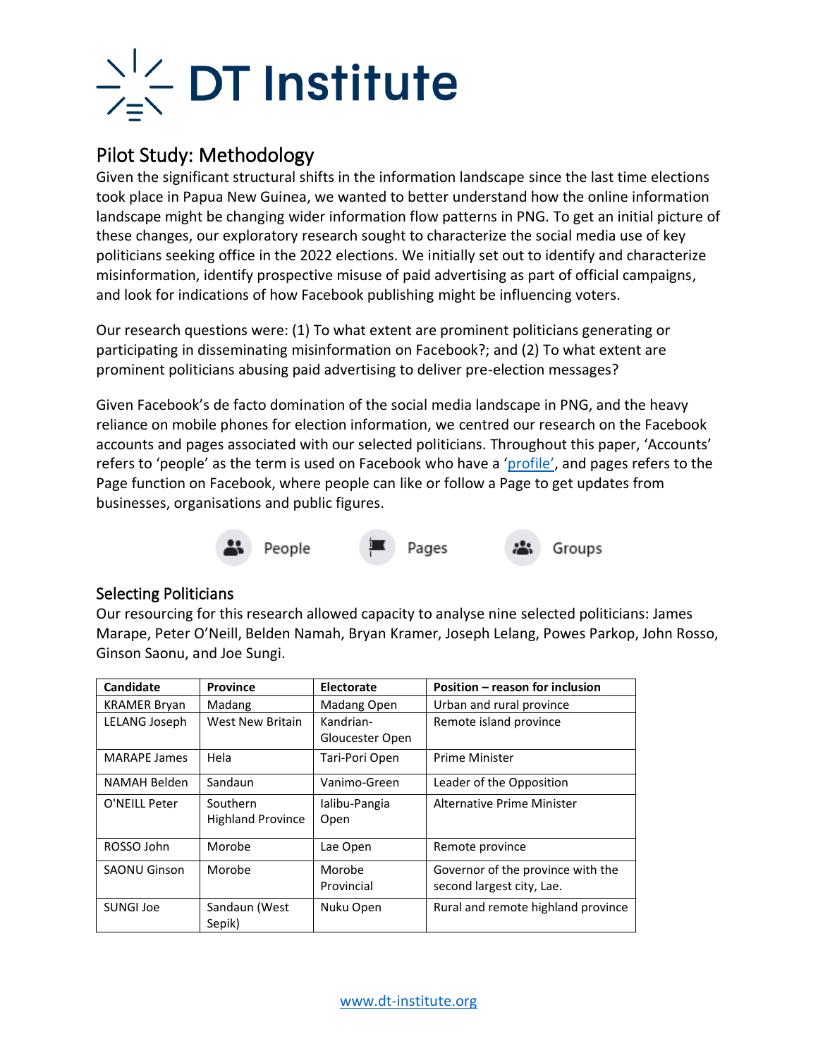## Pilot Study: Methodology

Given the significant structural shifts in the information landscape since the last time elections took place in Papua New Guinea, we wanted to better understand how the online information landscape might be changing wider information flow patterns in PNG. To get an initial picture of these changes, our exploratory research sought to characterize the social media use of key politicians seeking office in the 2022 elections. We initially set out to identify and characterize misinformation, identify prospective misuse of paid advertising as part of official campaigns, and look for indications of how Facebook publishing might be influencing voters.

Our research questions were: (1) To what extent are prominent politicians generating or participating in disseminating misinformation on Facebook?; and (2) To what extent are prominent politicians abusing paid advertising to deliver pre-election messages?

Given Facebook's de facto domination of the social media landscape in PNG, and the heavy reliance on mobile phones for election information, we centred our research on the Facebook accounts and pages associated with our selected politicians. Throughout this paper, 'Accounts' refers to 'people' as the term is used on Facebook who have a 'profile', and pages refers to the Page function on Facebook, where people can like or follow a Page to get updates from businesses, organisations and public figures.

People Pages Groups

### Selecting Politicians

Our resourcing for this research allowed capacity to analyse nine selected politicians: James Marape, Peter O'Neill, Belden Namah, Bryan Kramer, Joseph Lelang, Powes Parkop, John Rosso, Ginson Saonu, and Joe Sungi.

| Candidate | Province | Electorate | Position – reason for inclusion |
|---|---|---|---|
| KRAMER Bryan | Madang | Madang Open | Urban and rural province |
| LELANG Joseph | West New Britain | Kandrian-Gloucester Open | Remote island province |
| MARAPE James | Hela | Tari-Pori Open | Prime Minister |
| NAMAH Belden | Sandaun | Vanimo-Green | Leader of the Opposition |
| O'NEILL Peter | Southern Highland Province | Ialibu-Pangia Open | Alternative Prime Minister |
| ROSSO John | Morobe | Lae Open | Remote province |
| SAONU Ginson | Morobe | Morobe Provincial | Governor of the province with the second largest city, Lae. |
| SUNGI Joe | Sandaun (West Sepik) | Nuku Open | Rural and remote highland province |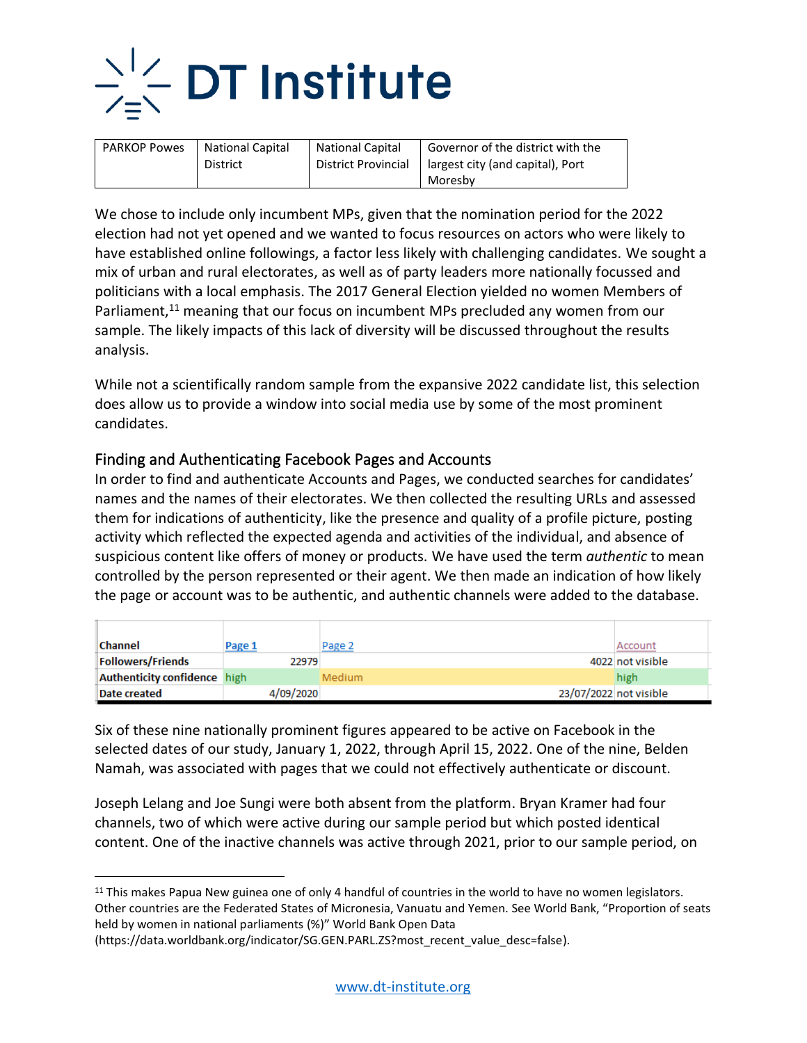| PARKOP Powes | National Capital District | National Capital District Provincial | Governor of the district with the largest city (and capital), Port Moresby |
|---|---|---|---|

We chose to include only incumbent MPs, given that the nomination period for the 2022 election had not yet opened and we wanted to focus resources on actors who were likely to have established online followings, a factor less likely with challenging candidates. We sought a mix of urban and rural electorates, as well as of party leaders more nationally focussed and politicians with a local emphasis. The 2017 General Election yielded no women Members of Parliament,[11] meaning that our focus on incumbent MPs precluded any women from our sample. The likely impacts of this lack of diversity will be discussed throughout the results analysis.

While not a scientifically random sample from the expansive 2022 candidate list, this selection does allow us to provide a window into social media use by some of the most prominent candidates.

## Finding and Authenticating Facebook Pages and Accounts

In order to find and authenticate Accounts and Pages, we conducted searches for candidates' names and the names of their electorates. We then collected the resulting URLs and assessed them for indications of authenticity, like the presence and quality of a profile picture, posting activity which reflected the expected agenda and activities of the individual, and absence of suspicious content like offers of money or products. We have used the term *authentic* to mean controlled by the person represented or their agent. We then made an indication of how likely the page or account was to be authentic, and authentic channels were added to the database.

| Channel | Page 1 | Page 2 | Account |
|---|---|---|---|
| Followers/Friends | 22979 | 4022 | not visible |
| Authenticity confidence | high | Medium | high |
| Date created | 4/09/2020 | 23/07/2022 | not visible |

Six of these nine nationally prominent figures appeared to be active on Facebook in the selected dates of our study, January 1, 2022, through April 15, 2022. One of the nine, Belden Namah, was associated with pages that we could not effectively authenticate or discount.

Joseph Lelang and Joe Sungi were both absent from the platform. Bryan Kramer had four channels, two of which were active during our sample period but which posted identical content. One of the inactive channels was active through 2021, prior to our sample period, on

---

[11] This makes Papua New guinea one of only 4 handful of countries in the world to have no women legislators. Other countries are the Federated States of Micronesia, Vanuatu and Yemen. See World Bank, "Proportion of seats held by women in national parliaments (%)" World Bank Open Data (https://data.worldbank.org/indicator/SG.GEN.PARL.ZS?most_recent_value_desc=false).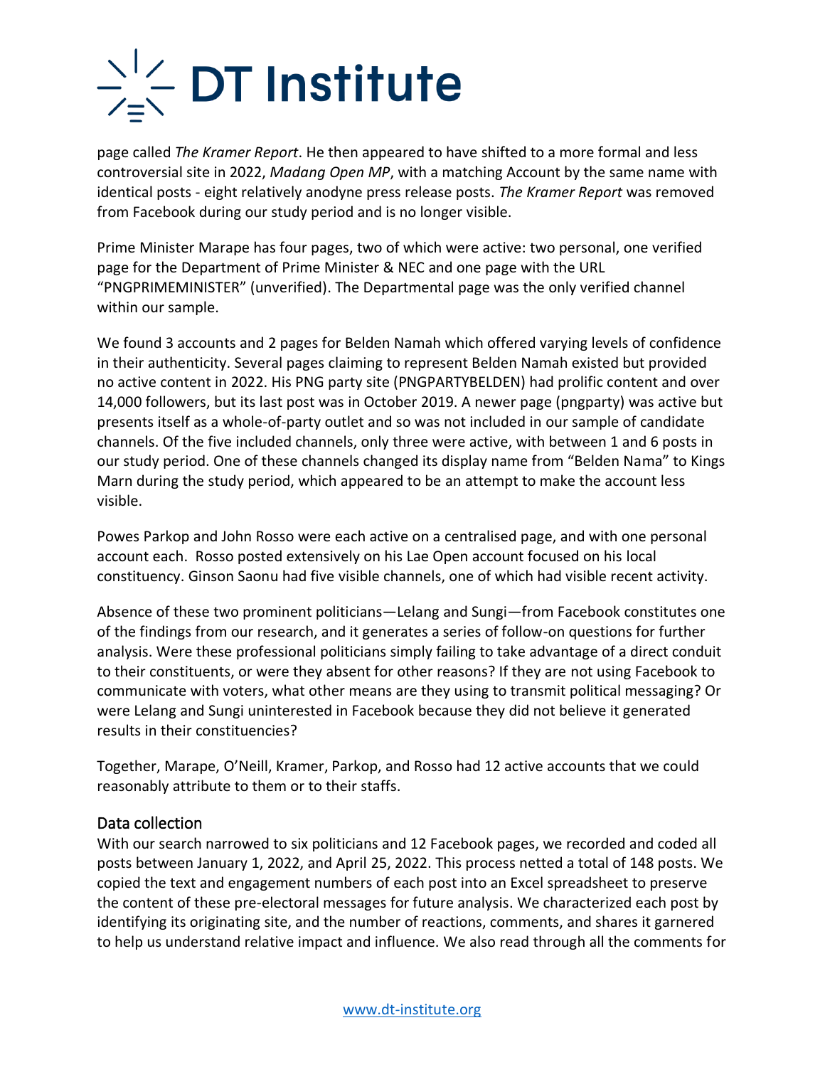page called *The Kramer Report*. He then appeared to have shifted to a more formal and less controversial site in 2022, *Madang Open MP*, with a matching Account by the same name with identical posts - eight relatively anodyne press release posts. *The Kramer Report* was removed from Facebook during our study period and is no longer visible.

Prime Minister Marape has four pages, two of which were active: two personal, one verified page for the Department of Prime Minister & NEC and one page with the URL "PNGPRIMEMINISTER" (unverified). The Departmental page was the only verified channel within our sample.

We found 3 accounts and 2 pages for Belden Namah which offered varying levels of confidence in their authenticity. Several pages claiming to represent Belden Namah existed but provided no active content in 2022. His PNG party site (PNGPARTYBELDEN) had prolific content and over 14,000 followers, but its last post was in October 2019. A newer page (pngparty) was active but presents itself as a whole-of-party outlet and so was not included in our sample of candidate channels. Of the five included channels, only three were active, with between 1 and 6 posts in our study period. One of these channels changed its display name from "Belden Nama" to Kings Marn during the study period, which appeared to be an attempt to make the account less visible.

Powes Parkop and John Rosso were each active on a centralised page, and with one personal account each. Rosso posted extensively on his Lae Open account focused on his local constituency. Ginson Saonu had five visible channels, one of which had visible recent activity.

Absence of these two prominent politicians—Lelang and Sungi—from Facebook constitutes one of the findings from our research, and it generates a series of follow-on questions for further analysis. Were these professional politicians simply failing to take advantage of a direct conduit to their constituents, or were they absent for other reasons? If they are not using Facebook to communicate with voters, what other means are they using to transmit political messaging? Or were Lelang and Sungi uninterested in Facebook because they did not believe it generated results in their constituencies?

Together, Marape, O'Neill, Kramer, Parkop, and Rosso had 12 active accounts that we could reasonably attribute to them or to their staffs.

## Data collection

With our search narrowed to six politicians and 12 Facebook pages, we recorded and coded all posts between January 1, 2022, and April 25, 2022. This process netted a total of 148 posts. We copied the text and engagement numbers of each post into an Excel spreadsheet to preserve the content of these pre-electoral messages for future analysis. We characterized each post by identifying its originating site, and the number of reactions, comments, and shares it garnered to help us understand relative impact and influence. We also read through all the comments for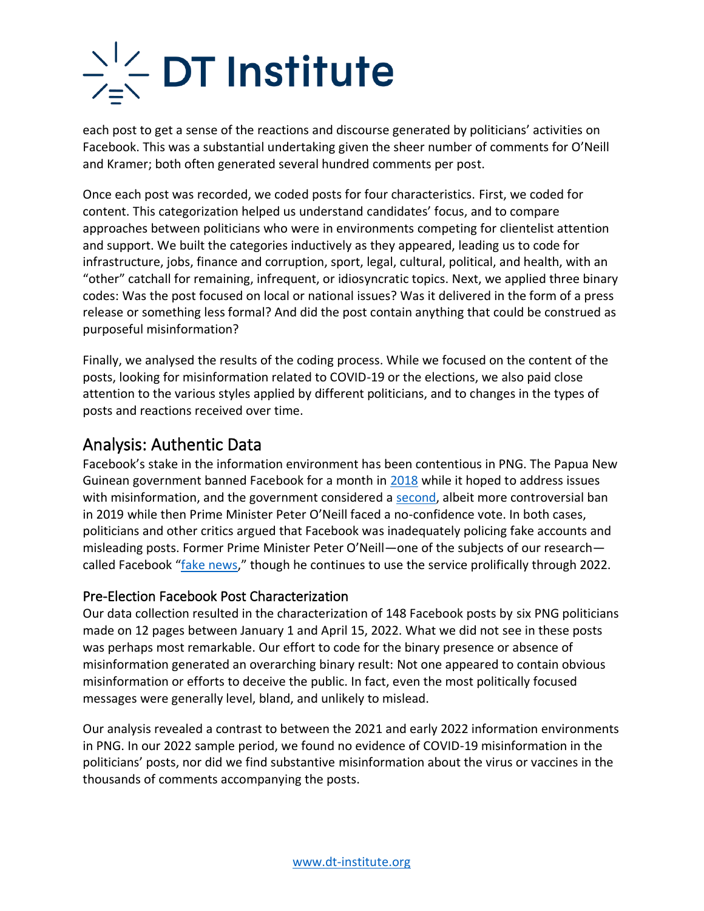each post to get a sense of the reactions and discourse generated by politicians' activities on Facebook. This was a substantial undertaking given the sheer number of comments for O'Neill and Kramer; both often generated several hundred comments per post.

Once each post was recorded, we coded posts for four characteristics. First, we coded for content. This categorization helped us understand candidates' focus, and to compare approaches between politicians who were in environments competing for clientelist attention and support. We built the categories inductively as they appeared, leading us to code for infrastructure, jobs, finance and corruption, sport, legal, cultural, political, and health, with an "other" catchall for remaining, infrequent, or idiosyncratic topics. Next, we applied three binary codes: Was the post focused on local or national issues? Was it delivered in the form of a press release or something less formal? And did the post contain anything that could be construed as purposeful misinformation?

Finally, we analysed the results of the coding process. While we focused on the content of the posts, looking for misinformation related to COVID-19 or the elections, we also paid close attention to the various styles applied by different politicians, and to changes in the types of posts and reactions received over time.

## Analysis: Authentic Data

Facebook's stake in the information environment has been contentious in PNG. The Papua New Guinean government banned Facebook for a month in 2018 while it hoped to address issues with misinformation, and the government considered a second, albeit more controversial ban in 2019 while then Prime Minister Peter O'Neill faced a no-confidence vote. In both cases, politicians and other critics argued that Facebook was inadequately policing fake accounts and misleading posts. Former Prime Minister Peter O'Neill—one of the subjects of our research—called Facebook "fake news," though he continues to use the service prolifically through 2022.

### Pre-Election Facebook Post Characterization

Our data collection resulted in the characterization of 148 Facebook posts by six PNG politicians made on 12 pages between January 1 and April 15, 2022. What we did not see in these posts was perhaps most remarkable. Our effort to code for the binary presence or absence of misinformation generated an overarching binary result: Not one appeared to contain obvious misinformation or efforts to deceive the public. In fact, even the most politically focused messages were generally level, bland, and unlikely to mislead.

Our analysis revealed a contrast to between the 2021 and early 2022 information environments in PNG. In our 2022 sample period, we found no evidence of COVID-19 misinformation in the politicians' posts, nor did we find substantive misinformation about the virus or vaccines in the thousands of comments accompanying the posts.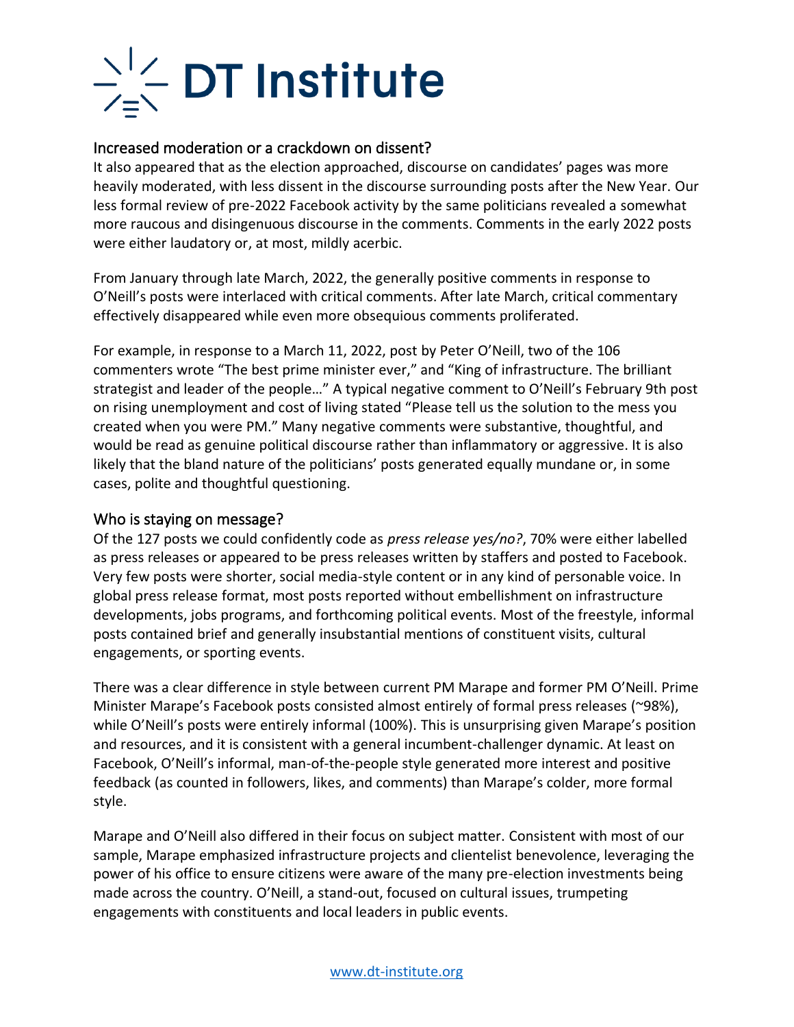## Increased moderation or a crackdown on dissent?

It also appeared that as the election approached, discourse on candidates' pages was more heavily moderated, with less dissent in the discourse surrounding posts after the New Year. Our less formal review of pre-2022 Facebook activity by the same politicians revealed a somewhat more raucous and disingenuous discourse in the comments. Comments in the early 2022 posts were either laudatory or, at most, mildly acerbic.

From January through late March, 2022, the generally positive comments in response to O'Neill's posts were interlaced with critical comments. After late March, critical commentary effectively disappeared while even more obsequious comments proliferated.

For example, in response to a March 11, 2022, post by Peter O'Neill, two of the 106 commenters wrote "The best prime minister ever," and "King of infrastructure. The brilliant strategist and leader of the people…" A typical negative comment to O'Neill's February 9th post on rising unemployment and cost of living stated "Please tell us the solution to the mess you created when you were PM." Many negative comments were substantive, thoughtful, and would be read as genuine political discourse rather than inflammatory or aggressive. It is also likely that the bland nature of the politicians' posts generated equally mundane or, in some cases, polite and thoughtful questioning.

## Who is staying on message?

Of the 127 posts we could confidently code as *press release yes/no?*, 70% were either labelled as press releases or appeared to be press releases written by staffers and posted to Facebook. Very few posts were shorter, social media-style content or in any kind of personable voice. In global press release format, most posts reported without embellishment on infrastructure developments, jobs programs, and forthcoming political events. Most of the freestyle, informal posts contained brief and generally insubstantial mentions of constituent visits, cultural engagements, or sporting events.

There was a clear difference in style between current PM Marape and former PM O'Neill. Prime Minister Marape's Facebook posts consisted almost entirely of formal press releases (~98%), while O'Neill's posts were entirely informal (100%). This is unsurprising given Marape's position and resources, and it is consistent with a general incumbent-challenger dynamic. At least on Facebook, O'Neill's informal, man-of-the-people style generated more interest and positive feedback (as counted in followers, likes, and comments) than Marape's colder, more formal style.

Marape and O'Neill also differed in their focus on subject matter. Consistent with most of our sample, Marape emphasized infrastructure projects and clientelist benevolence, leveraging the power of his office to ensure citizens were aware of the many pre-election investments being made across the country. O'Neill, a stand-out, focused on cultural issues, trumpeting engagements with constituents and local leaders in public events.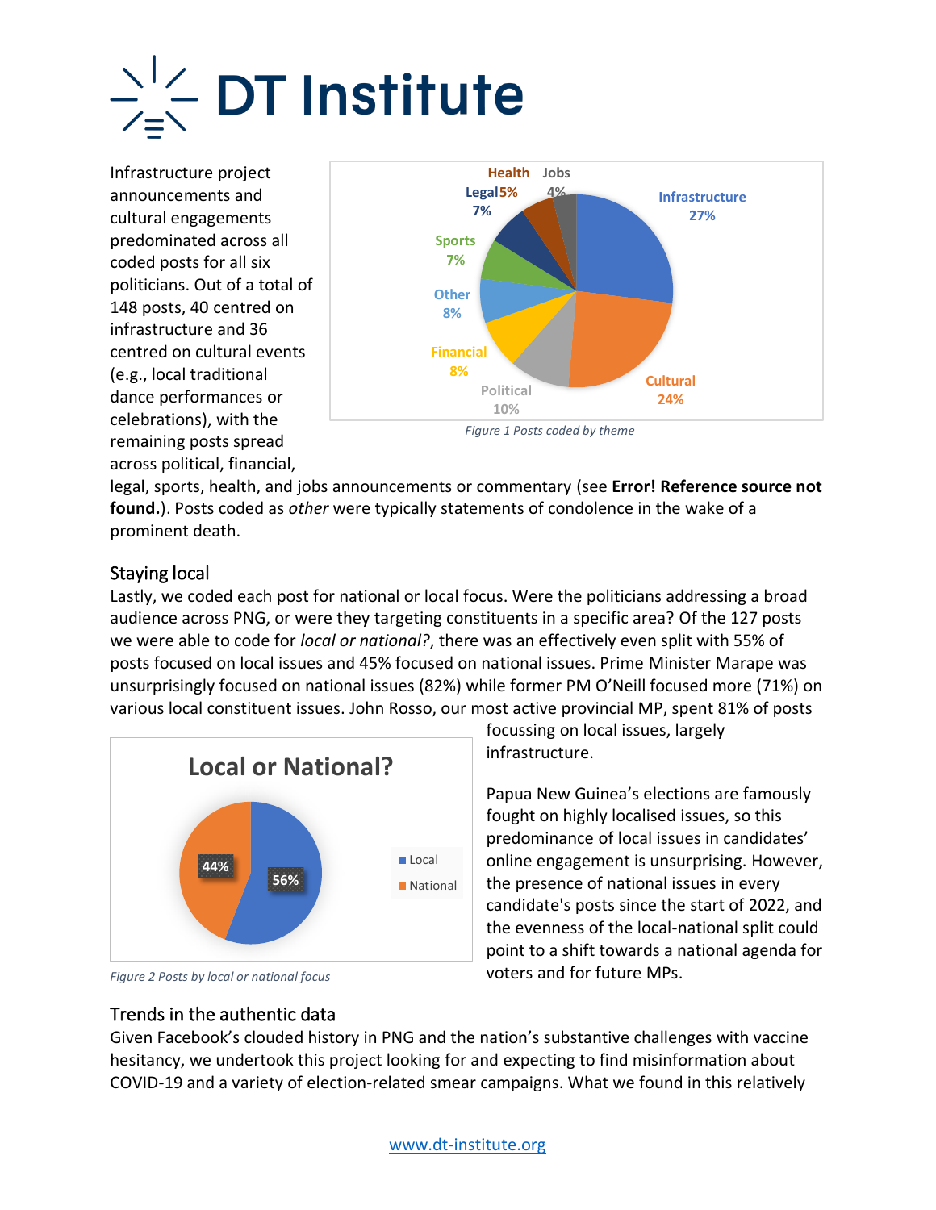Infrastructure project announcements and cultural engagements predominated across all coded posts for all six politicians. Out of a total of 148 posts, 40 centred on infrastructure and 36 centred on cultural events (e.g., local traditional dance performances or celebrations), with the remaining posts spread across political, financial, legal, sports, health, and jobs announcements or commentary (see **Error! Reference source not found.**). Posts coded as *other* were typically statements of condolence in the wake of a prominent death.

*Figure 1 Posts coded by theme*

## Staying local

Lastly, we coded each post for national or local focus. Were the politicians addressing a broad audience across PNG, or were they targeting constituents in a specific area? Of the 127 posts we were able to code for *local or national?*, there was an effectively even split with 55% of posts focused on local issues and 45% focused on national issues. Prime Minister Marape was unsurprisingly focused on national issues (82%) while former PM O'Neill focused more (71%) on various local constituent issues. John Rosso, our most active provincial MP, spent 81% of posts focussing on local issues, largely infrastructure.

Papua New Guinea's elections are famously fought on highly localised issues, so this predominance of local issues in candidates' online engagement is unsurprising. However, the presence of national issues in every candidate's posts since the start of 2022, and the evenness of the local-national split could point to a shift towards a national agenda for voters and for future MPs.

*Figure 2 Posts by local or national focus*

## Trends in the authentic data

Given Facebook's clouded history in PNG and the nation's substantive challenges with vaccine hesitancy, we undertook this project looking for and expecting to find misinformation about COVID-19 and a variety of election-related smear campaigns. What we found in this relatively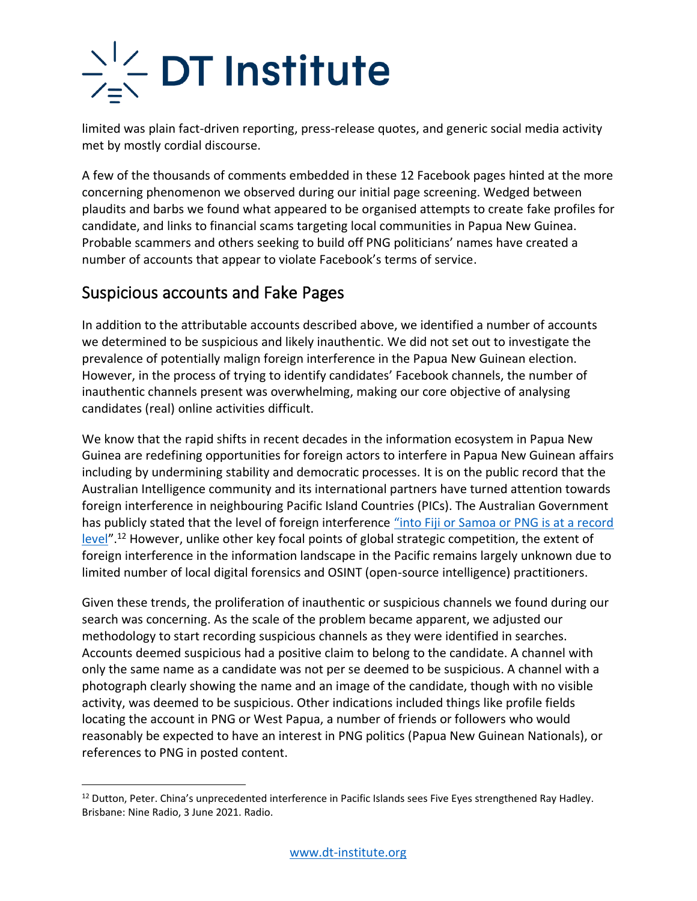limited was plain fact-driven reporting, press-release quotes, and generic social media activity met by mostly cordial discourse.

A few of the thousands of comments embedded in these 12 Facebook pages hinted at the more concerning phenomenon we observed during our initial page screening. Wedged between plaudits and barbs we found what appeared to be organised attempts to create fake profiles for candidate, and links to financial scams targeting local communities in Papua New Guinea. Probable scammers and others seeking to build off PNG politicians' names have created a number of accounts that appear to violate Facebook's terms of service.

## Suspicious accounts and Fake Pages

In addition to the attributable accounts described above, we identified a number of accounts we determined to be suspicious and likely inauthentic. We did not set out to investigate the prevalence of potentially malign foreign interference in the Papua New Guinean election. However, in the process of trying to identify candidates' Facebook channels, the number of inauthentic channels present was overwhelming, making our core objective of analysing candidates (real) online activities difficult.

We know that the rapid shifts in recent decades in the information ecosystem in Papua New Guinea are redefining opportunities for foreign actors to interfere in Papua New Guinean affairs including by undermining stability and democratic processes. It is on the public record that the Australian Intelligence community and its international partners have turned attention towards foreign interference in neighbouring Pacific Island Countries (PICs). The Australian Government has publicly stated that the level of foreign interference "into Fiji or Samoa or PNG is at a record level".[12] However, unlike other key focal points of global strategic competition, the extent of foreign interference in the information landscape in the Pacific remains largely unknown due to limited number of local digital forensics and OSINT (open-source intelligence) practitioners.

Given these trends, the proliferation of inauthentic or suspicious channels we found during our search was concerning. As the scale of the problem became apparent, we adjusted our methodology to start recording suspicious channels as they were identified in searches. Accounts deemed suspicious had a positive claim to belong to the candidate. A channel with only the same name as a candidate was not per se deemed to be suspicious. A channel with a photograph clearly showing the name and an image of the candidate, though with no visible activity, was deemed to be suspicious. Other indications included things like profile fields locating the account in PNG or West Papua, a number of friends or followers who would reasonably be expected to have an interest in PNG politics (Papua New Guinean Nationals), or references to PNG in posted content.

[12] Dutton, Peter. China's unprecedented interference in Pacific Islands sees Five Eyes strengthened Ray Hadley. Brisbane: Nine Radio, 3 June 2021. Radio.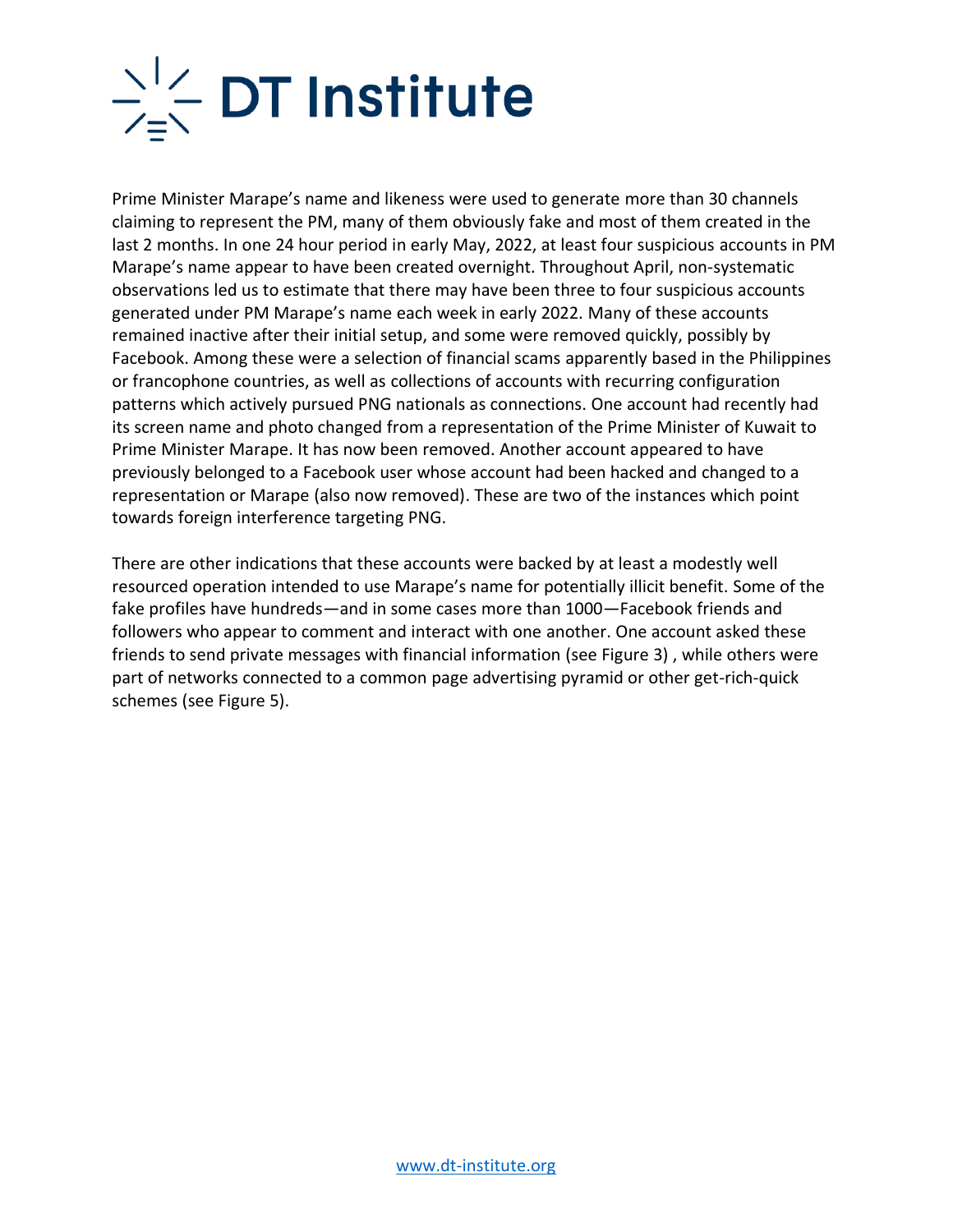Prime Minister Marape's name and likeness were used to generate more than 30 channels claiming to represent the PM, many of them obviously fake and most of them created in the last 2 months. In one 24 hour period in early May, 2022, at least four suspicious accounts in PM Marape's name appear to have been created overnight. Throughout April, non-systematic observations led us to estimate that there may have been three to four suspicious accounts generated under PM Marape's name each week in early 2022. Many of these accounts remained inactive after their initial setup, and some were removed quickly, possibly by Facebook. Among these were a selection of financial scams apparently based in the Philippines or francophone countries, as well as collections of accounts with recurring configuration patterns which actively pursued PNG nationals as connections. One account had recently had its screen name and photo changed from a representation of the Prime Minister of Kuwait to Prime Minister Marape. It has now been removed. Another account appeared to have previously belonged to a Facebook user whose account had been hacked and changed to a representation or Marape (also now removed). These are two of the instances which point towards foreign interference targeting PNG.

There are other indications that these accounts were backed by at least a modestly well resourced operation intended to use Marape's name for potentially illicit benefit. Some of the fake profiles have hundreds—and in some cases more than 1000—Facebook friends and followers who appear to comment and interact with one another. One account asked these friends to send private messages with financial information (see Figure 3) , while others were part of networks connected to a common page advertising pyramid or other get-rich-quick schemes (see Figure 5).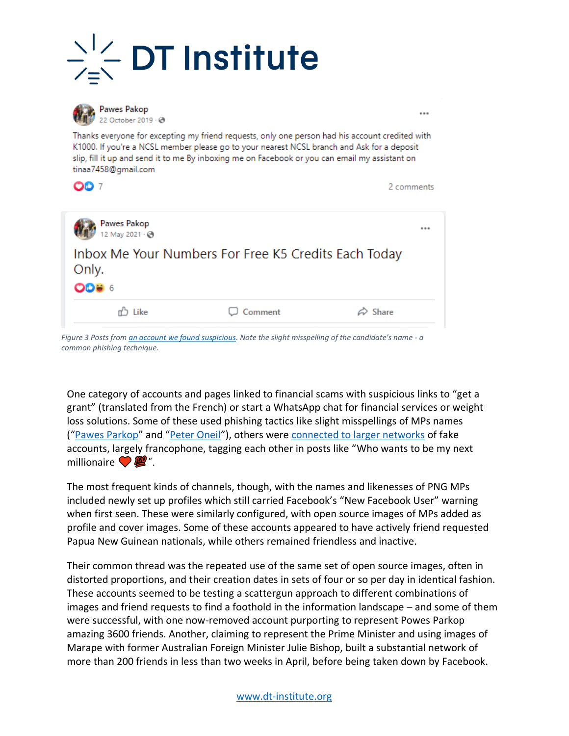Pawes Pakop
22 October 2019

Thanks everyone for excepting my friend requests, only one person had his account credited with K1000. If you're a NCSL member please go to your nearest NCSL branch and Ask for a deposit slip, fill it up and send it to me By inboxing me on Facebook or you can email my assistant on tinaa7458@gmail.com

7 · 2 comments

Pawes Pakop
12 May 2021

Inbox Me Your Numbers For Free K5 Credits Each Today Only.

6

Like · Comment · Share

*Figure 3 Posts from an account we found suspicious. Note the slight misspelling of the candidate's name - a common phishing technique.*

One category of accounts and pages linked to financial scams with suspicious links to "get a grant" (translated from the French) or start a WhatsApp chat for financial services or weight loss solutions. Some of these used phishing tactics like slight misspellings of MPs names ("Pawes Parkop" and "Peter Oneil"), others were connected to larger networks of fake accounts, largely francophone, tagging each other in posts like "Who wants to be my next millionaire ❤️💯".

The most frequent kinds of channels, though, with the names and likenesses of PNG MPs included newly set up profiles which still carried Facebook's "New Facebook User" warning when first seen. These were similarly configured, with open source images of MPs added as profile and cover images. Some of these accounts appeared to have actively friend requested Papua New Guinean nationals, while others remained friendless and inactive.

Their common thread was the repeated use of the same set of open source images, often in distorted proportions, and their creation dates in sets of four or so per day in identical fashion. These accounts seemed to be testing a scattergun approach to different combinations of images and friend requests to find a foothold in the information landscape – and some of them were successful, with one now-removed account purporting to represent Powes Parkop amazing 3600 friends. Another, claiming to represent the Prime Minister and using images of Marape with former Australian Foreign Minister Julie Bishop, built a substantial network of more than 200 friends in less than two weeks in April, before being taken down by Facebook.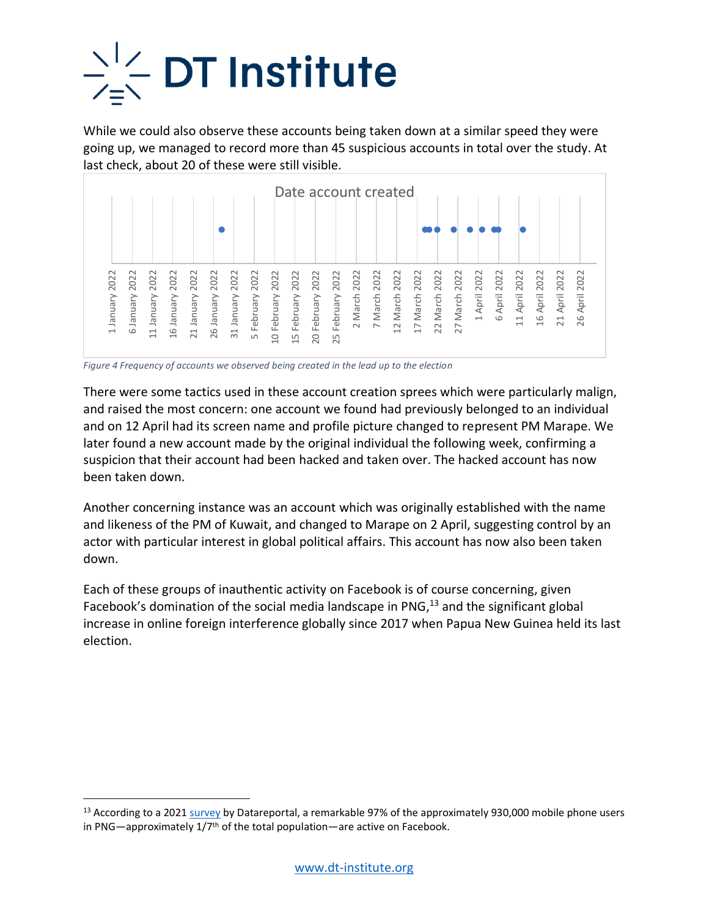While we could also observe these accounts being taken down at a similar speed they were going up, we managed to record more than 45 suspicious accounts in total over the study. At last check, about 20 of these were still visible.

*Figure 4 Frequency of accounts we observed being created in the lead up to the election*

There were some tactics used in these account creation sprees which were particularly malign, and raised the most concern: one account we found had previously belonged to an individual and on 12 April had its screen name and profile picture changed to represent PM Marape. We later found a new account made by the original individual the following week, confirming a suspicion that their account had been hacked and taken over. The hacked account has now been taken down.

Another concerning instance was an account which was originally established with the name and likeness of the PM of Kuwait, and changed to Marape on 2 April, suggesting control by an actor with particular interest in global political affairs. This account has now also been taken down.

Each of these groups of inauthentic activity on Facebook is of course concerning, given Facebook's domination of the social media landscape in PNG,[13] and the significant global increase in online foreign interference globally since 2017 when Papua New Guinea held its last election.

[13] According to a 2021 survey by Datareportal, a remarkable 97% of the approximately 930,000 mobile phone users in PNG—approximately 1/7th of the total population—are active on Facebook.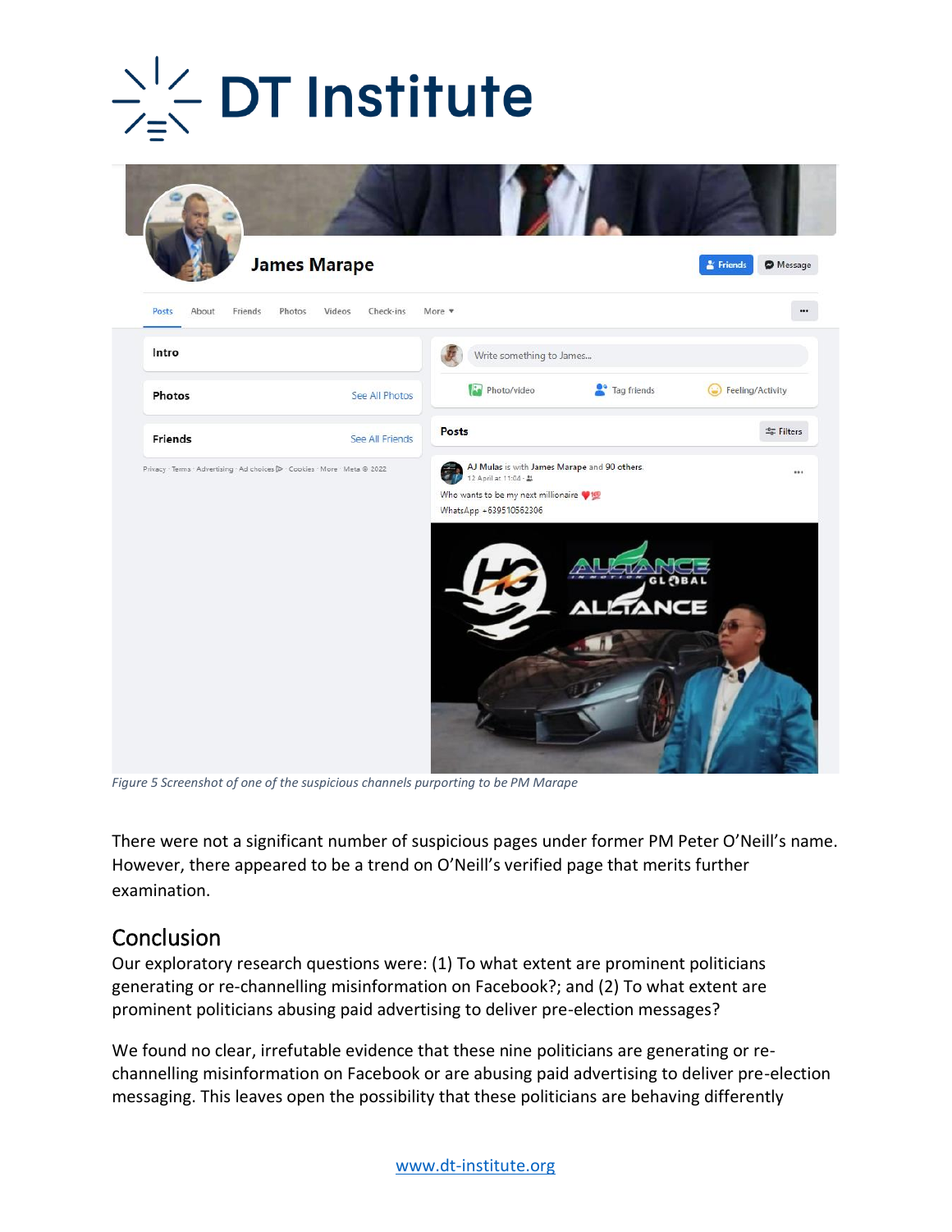*Figure 5 Screenshot of one of the suspicious channels purporting to be PM Marape*

There were not a significant number of suspicious pages under former PM Peter O'Neill's name. However, there appeared to be a trend on O'Neill's verified page that merits further examination.

## Conclusion

Our exploratory research questions were: (1) To what extent are prominent politicians generating or re-channelling misinformation on Facebook?; and (2) To what extent are prominent politicians abusing paid advertising to deliver pre-election messages?

We found no clear, irrefutable evidence that these nine politicians are generating or re-channelling misinformation on Facebook or are abusing paid advertising to deliver pre-election messaging. This leaves open the possibility that these politicians are behaving differently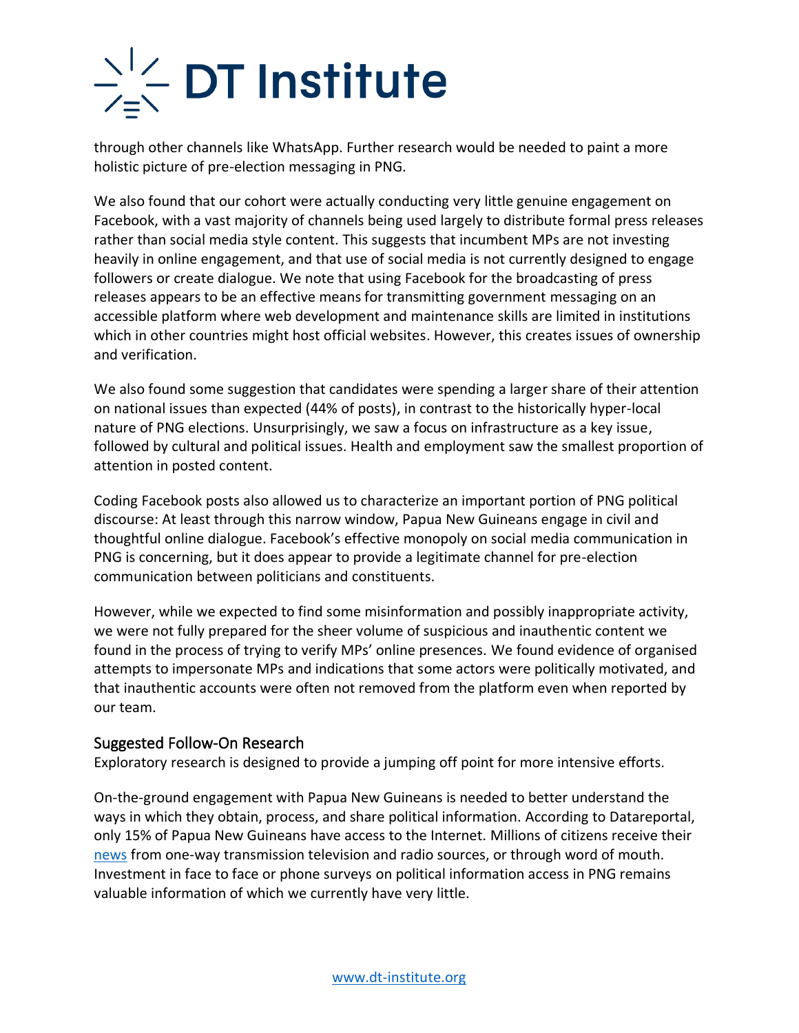through other channels like WhatsApp. Further research would be needed to paint a more holistic picture of pre-election messaging in PNG.

We also found that our cohort were actually conducting very little genuine engagement on Facebook, with a vast majority of channels being used largely to distribute formal press releases rather than social media style content. This suggests that incumbent MPs are not investing heavily in online engagement, and that use of social media is not currently designed to engage followers or create dialogue. We note that using Facebook for the broadcasting of press releases appears to be an effective means for transmitting government messaging on an accessible platform where web development and maintenance skills are limited in institutions which in other countries might host official websites. However, this creates issues of ownership and verification.

We also found some suggestion that candidates were spending a larger share of their attention on national issues than expected (44% of posts), in contrast to the historically hyper-local nature of PNG elections. Unsurprisingly, we saw a focus on infrastructure as a key issue, followed by cultural and political issues. Health and employment saw the smallest proportion of attention in posted content.

Coding Facebook posts also allowed us to characterize an important portion of PNG political discourse: At least through this narrow window, Papua New Guineans engage in civil and thoughtful online dialogue. Facebook's effective monopoly on social media communication in PNG is concerning, but it does appear to provide a legitimate channel for pre-election communication between politicians and constituents.

However, while we expected to find some misinformation and possibly inappropriate activity, we were not fully prepared for the sheer volume of suspicious and inauthentic content we found in the process of trying to verify MPs' online presences. We found evidence of organised attempts to impersonate MPs and indications that some actors were politically motivated, and that inauthentic accounts were often not removed from the platform even when reported by our team.

### Suggested Follow-On Research

Exploratory research is designed to provide a jumping off point for more intensive efforts.

On-the-ground engagement with Papua New Guineans is needed to better understand the ways in which they obtain, process, and share political information. According to Datareportal, only 15% of Papua New Guineans have access to the Internet. Millions of citizens receive their news from one-way transmission television and radio sources, or through word of mouth. Investment in face to face or phone surveys on political information access in PNG remains valuable information of which we currently have very little.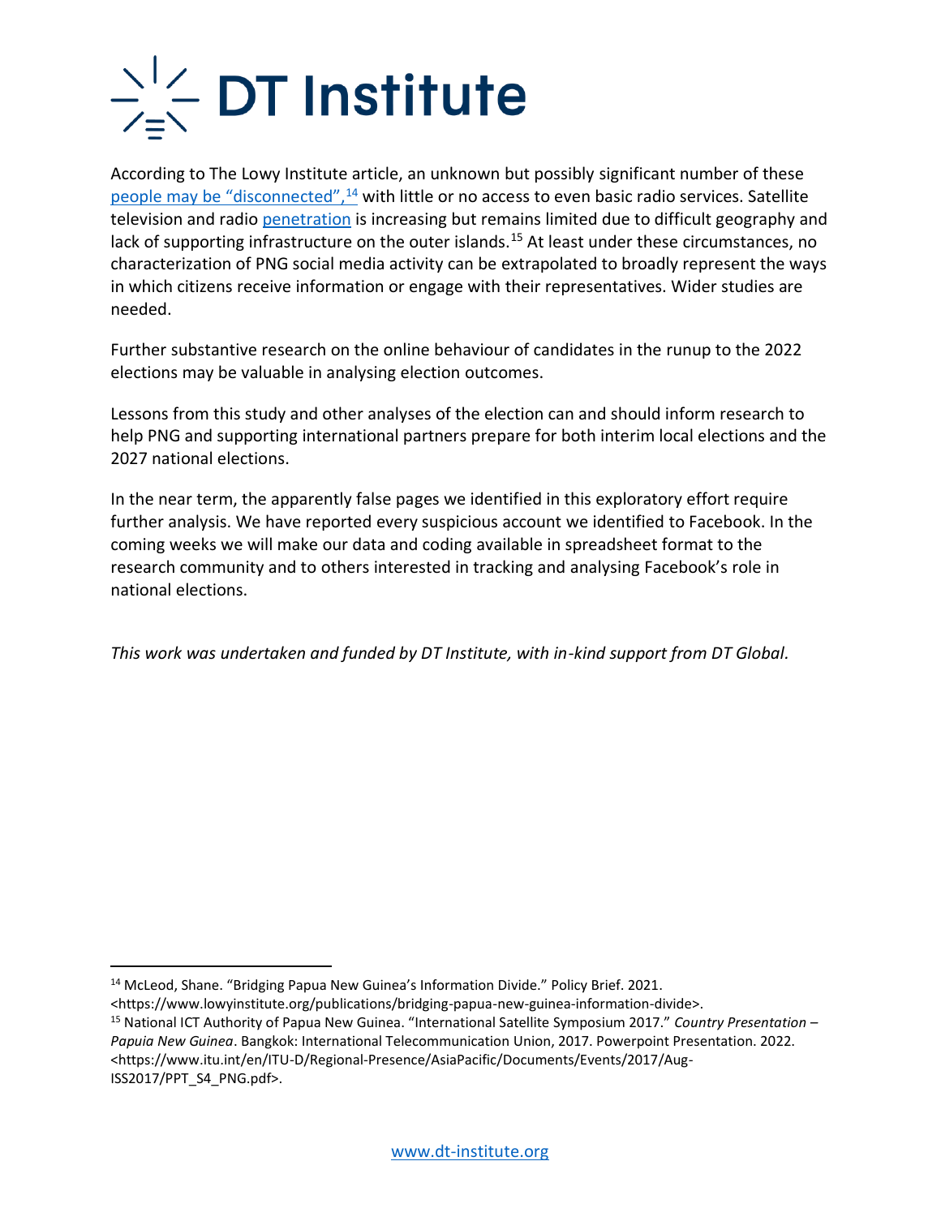According to The Lowy Institute article, an unknown but possibly significant number of these people may be "disconnected",[14] with little or no access to even basic radio services. Satellite television and radio penetration is increasing but remains limited due to difficult geography and lack of supporting infrastructure on the outer islands.[15] At least under these circumstances, no characterization of PNG social media activity can be extrapolated to broadly represent the ways in which citizens receive information or engage with their representatives. Wider studies are needed.

Further substantive research on the online behaviour of candidates in the runup to the 2022 elections may be valuable in analysing election outcomes.

Lessons from this study and other analyses of the election can and should inform research to help PNG and supporting international partners prepare for both interim local elections and the 2027 national elections.

In the near term, the apparently false pages we identified in this exploratory effort require further analysis. We have reported every suspicious account we identified to Facebook. In the coming weeks we will make our data and coding available in spreadsheet format to the research community and to others interested in tracking and analysing Facebook's role in national elections.

*This work was undertaken and funded by DT Institute, with in-kind support from DT Global.*

---

[14] McLeod, Shane. "Bridging Papua New Guinea's Information Divide." Policy Brief. 2021. <https://www.lowyinstitute.org/publications/bridging-papua-new-guinea-information-divide>.

[15] National ICT Authority of Papua New Guinea. "International Satellite Symposium 2017." *Country Presentation – Papuia New Guinea*. Bangkok: International Telecommunication Union, 2017. Powerpoint Presentation. 2022. <https://www.itu.int/en/ITU-D/Regional-Presence/AsiaPacific/Documents/Events/2017/Aug-ISS2017/PPT_S4_PNG.pdf>.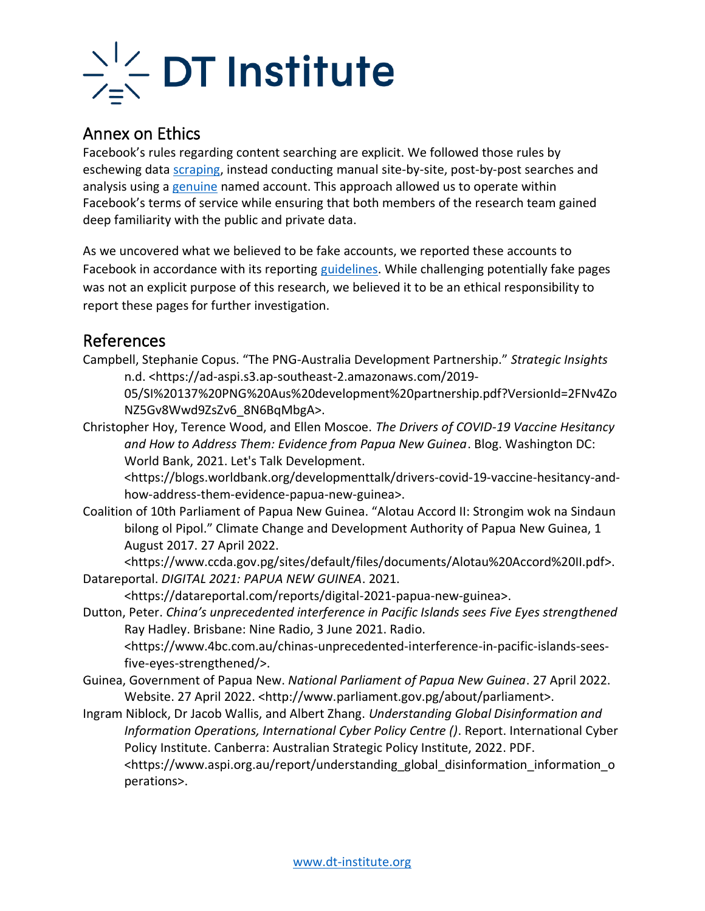## Annex on Ethics

Facebook's rules regarding content searching are explicit. We followed those rules by eschewing data scraping, instead conducting manual site-by-site, post-by-post searches and analysis using a genuine named account. This approach allowed us to operate within Facebook's terms of service while ensuring that both members of the research team gained deep familiarity with the public and private data.

As we uncovered what we believed to be fake accounts, we reported these accounts to Facebook in accordance with its reporting guidelines. While challenging potentially fake pages was not an explicit purpose of this research, we believed it to be an ethical responsibility to report these pages for further investigation.

## References

Campbell, Stephanie Copus. "The PNG-Australia Development Partnership." *Strategic Insights* n.d. <https://ad-aspi.s3.ap-southeast-2.amazonaws.com/2019-05/SI%20137%20PNG%20Aus%20development%20partnership.pdf?VersionId=2FNv4ZoNZ5Gv8Wwd9ZsZv6_8N6BqMbgA>.

Christopher Hoy, Terence Wood, and Ellen Moscoe. *The Drivers of COVID-19 Vaccine Hesitancy and How to Address Them: Evidence from Papua New Guinea*. Blog. Washington DC: World Bank, 2021. Let's Talk Development. <https://blogs.worldbank.org/developmenttalk/drivers-covid-19-vaccine-hesitancy-and-how-address-them-evidence-papua-new-guinea>.

Coalition of 10th Parliament of Papua New Guinea. "Alotau Accord II: Strongim wok na Sindaun bilong ol Pipol." Climate Change and Development Authority of Papua New Guinea, 1 August 2017. 27 April 2022. <https://www.ccda.gov.pg/sites/default/files/documents/Alotau%20Accord%20II.pdf>.

Datareportal. *DIGITAL 2021: PAPUA NEW GUINEA*. 2021. <https://datareportal.com/reports/digital-2021-papua-new-guinea>.

Dutton, Peter. *China's unprecedented interference in Pacific Islands sees Five Eyes strengthened* Ray Hadley. Brisbane: Nine Radio, 3 June 2021. Radio. <https://www.4bc.com.au/chinas-unprecedented-interference-in-pacific-islands-sees-five-eyes-strengthened/>.

Guinea, Government of Papua New. *National Parliament of Papua New Guinea*. 27 April 2022. Website. 27 April 2022. <http://www.parliament.gov.pg/about/parliament>.

Ingram Niblock, Dr Jacob Wallis, and Albert Zhang. *Understanding Global Disinformation and Information Operations, International Cyber Policy Centre ()*. Report. International Cyber Policy Institute. Canberra: Australian Strategic Policy Institute, 2022. PDF. <https://www.aspi.org.au/report/understanding_global_disinformation_information_operations>.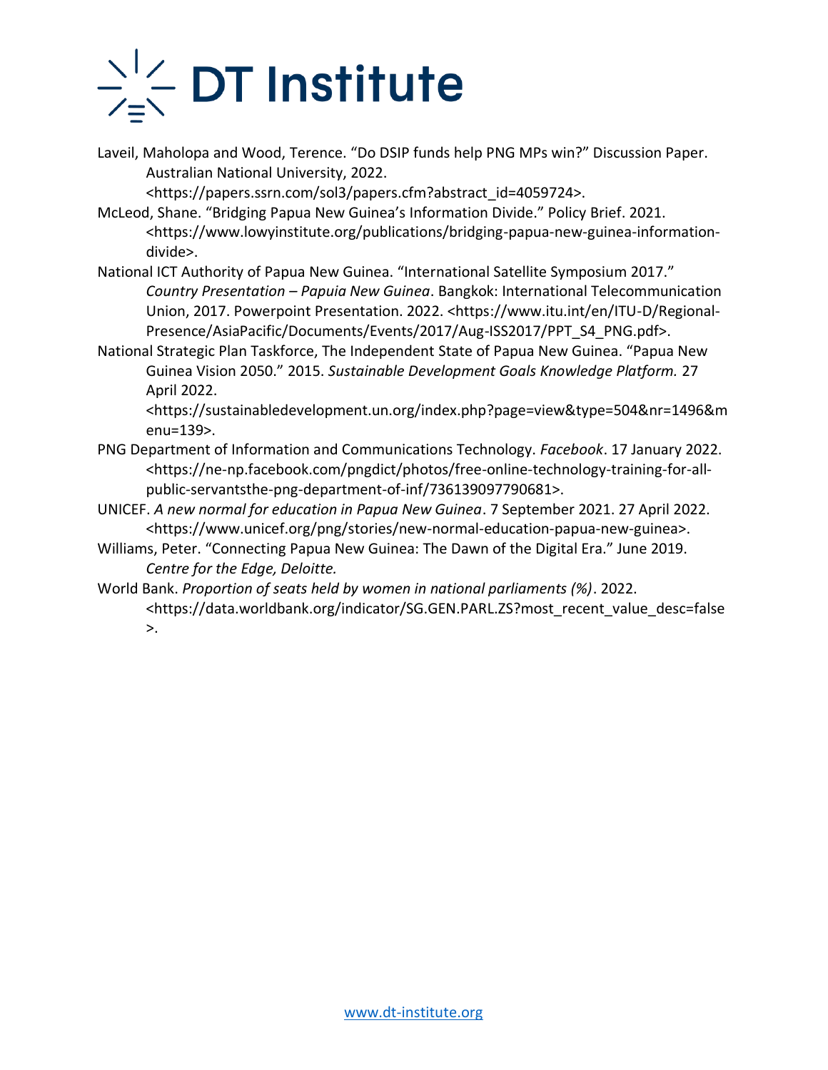Laveil, Maholopa and Wood, Terence. "Do DSIP funds help PNG MPs win?" Discussion Paper. Australian National University, 2022. <https://papers.ssrn.com/sol3/papers.cfm?abstract_id=4059724>.

McLeod, Shane. "Bridging Papua New Guinea's Information Divide." Policy Brief. 2021. <https://www.lowyinstitute.org/publications/bridging-papua-new-guinea-information-divide>.

National ICT Authority of Papua New Guinea. "International Satellite Symposium 2017." *Country Presentation – Papuia New Guinea*. Bangkok: International Telecommunication Union, 2017. Powerpoint Presentation. 2022. <https://www.itu.int/en/ITU-D/Regional-Presence/AsiaPacific/Documents/Events/2017/Aug-ISS2017/PPT_S4_PNG.pdf>.

National Strategic Plan Taskforce, The Independent State of Papua New Guinea. "Papua New Guinea Vision 2050." 2015. *Sustainable Development Goals Knowledge Platform.* 27 April 2022. <https://sustainabledevelopment.un.org/index.php?page=view&type=504&nr=1496&menu=139>.

PNG Department of Information and Communications Technology. *Facebook*. 17 January 2022. <https://ne-np.facebook.com/pngdict/photos/free-online-technology-training-for-all-public-servantsthe-png-department-of-inf/736139097790681>.

UNICEF. *A new normal for education in Papua New Guinea*. 7 September 2021. 27 April 2022. <https://www.unicef.org/png/stories/new-normal-education-papua-new-guinea>.

Williams, Peter. "Connecting Papua New Guinea: The Dawn of the Digital Era." June 2019. *Centre for the Edge, Deloitte.*

World Bank. *Proportion of seats held by women in national parliaments (%)*. 2022. <https://data.worldbank.org/indicator/SG.GEN.PARL.ZS?most_recent_value_desc=false>.